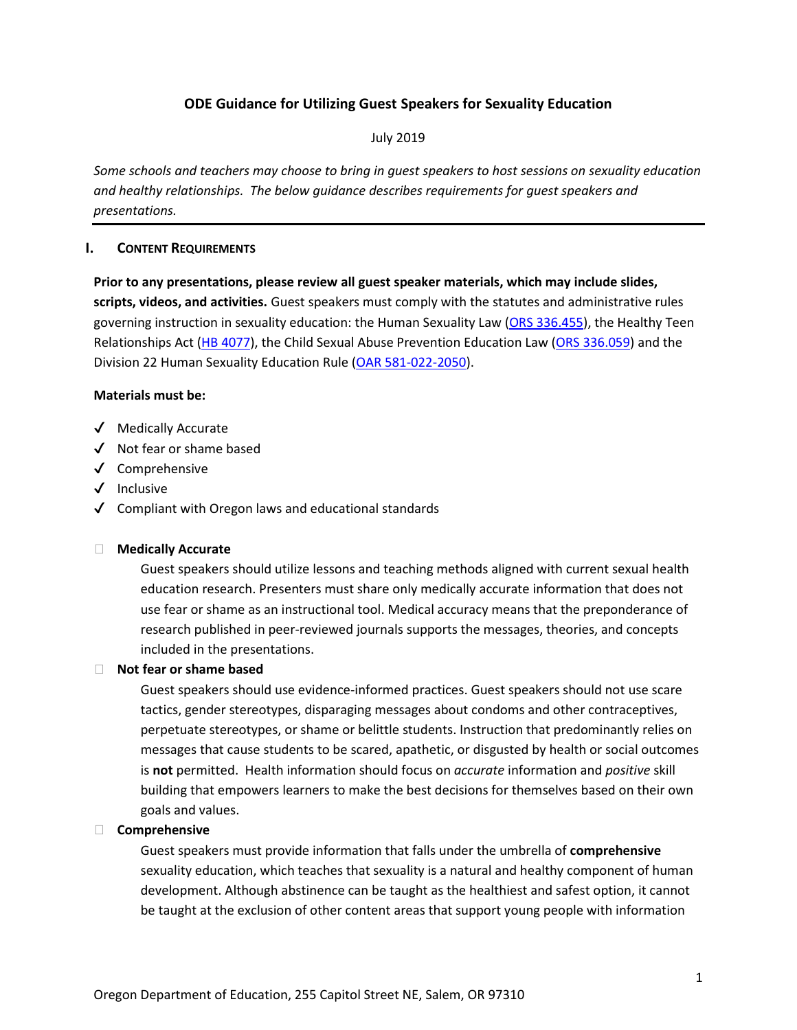## ODE Guidance for Utilizing Guest Speakers for Sexuality Education

July 2019

*Some schools and teachers may choose to bring in guest speakers to host sessions on sexuality education and healthy relationships. The below guidance describes requirements for guest speakers and presentations.*

---

### I. Content Requirements

**Prior to any presentations, please review all guest speaker materials, which may include slides, scripts, videos, and activities.** Guest speakers must comply with the statutes and administrative rules governing instruction in sexuality education: the Human Sexuality Law (ORS 336.455), the Healthy Teen Relationships Act (HB 4077), the Child Sexual Abuse Prevention Education Law (ORS 336.059) and the Division 22 Human Sexuality Education Rule (OAR 581-022-2050).

**Materials must be:**

- ✓ Medically Accurate
- ✓ Not fear or shame based
- ✓ Comprehensive
- ✓ Inclusive
- ✓ Compliant with Oregon laws and educational standards

- **Medically Accurate**

  Guest speakers should utilize lessons and teaching methods aligned with current sexual health education research. Presenters must share only medically accurate information that does not use fear or shame as an instructional tool. Medical accuracy means that the preponderance of research published in peer-reviewed journals supports the messages, theories, and concepts included in the presentations.

- **Not fear or shame based**

  Guest speakers should use evidence-informed practices. Guest speakers should not use scare tactics, gender stereotypes, disparaging messages about condoms and other contraceptives, perpetuate stereotypes, or shame or belittle students. Instruction that predominantly relies on messages that cause students to be scared, apathetic, or disgusted by health or social outcomes is **not** permitted. Health information should focus on *accurate* information and *positive* skill building that empowers learners to make the best decisions for themselves based on their own goals and values.

- **Comprehensive**

  Guest speakers must provide information that falls under the umbrella of **comprehensive** sexuality education, which teaches that sexuality is a natural and healthy component of human development. Although abstinence can be taught as the healthiest and safest option, it cannot be taught at the exclusion of other content areas that support young people with information

Oregon Department of Education, 255 Capitol Street NE, Salem, OR 97310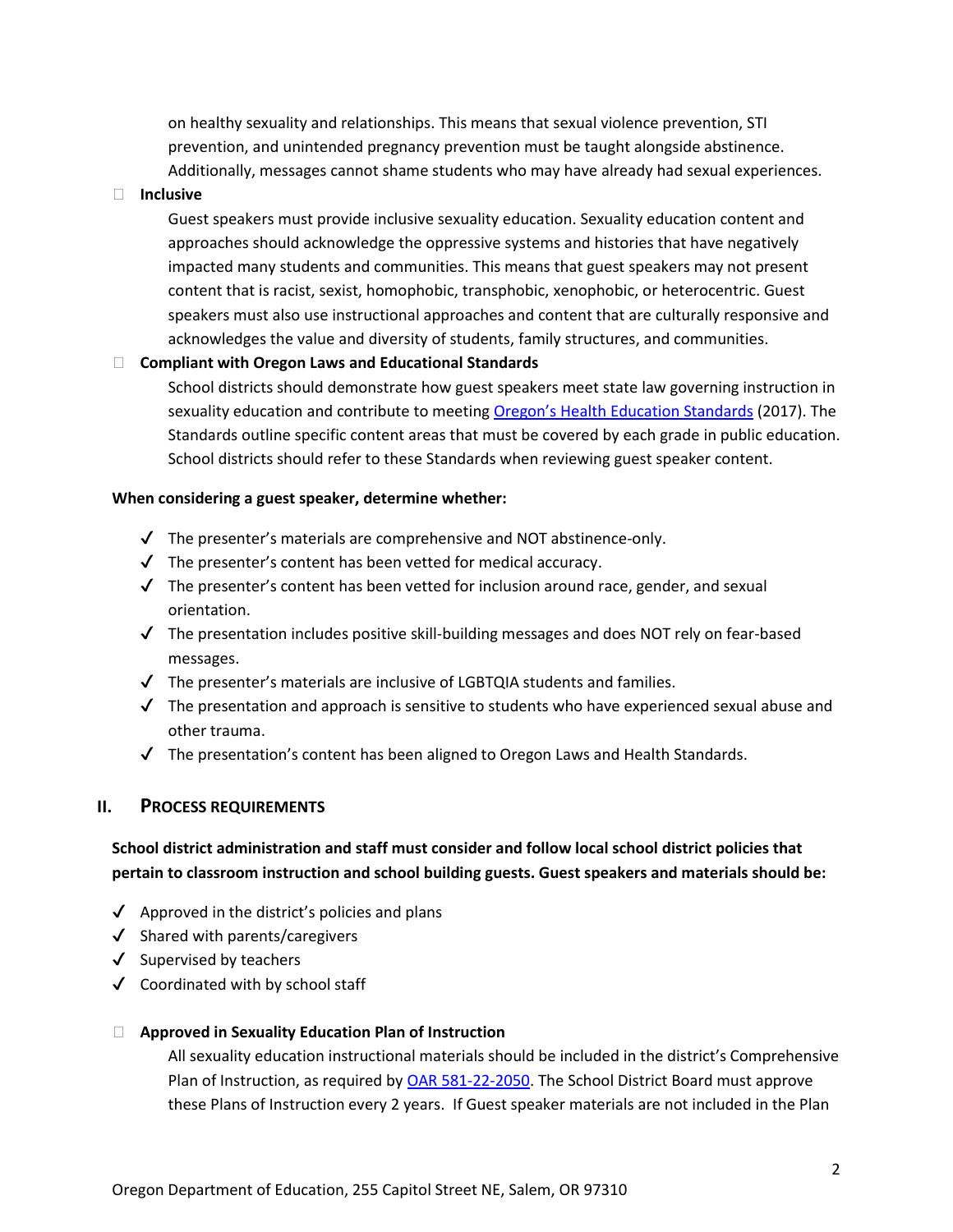on healthy sexuality and relationships. This means that sexual violence prevention, STI prevention, and unintended pregnancy prevention must be taught alongside abstinence. Additionally, messages cannot shame students who may have already had sexual experiences.

- **Inclusive**

  Guest speakers must provide inclusive sexuality education. Sexuality education content and approaches should acknowledge the oppressive systems and histories that have negatively impacted many students and communities. This means that guest speakers may not present content that is racist, sexist, homophobic, transphobic, xenophobic, or heterocentric. Guest speakers must also use instructional approaches and content that are culturally responsive and acknowledges the value and diversity of students, family structures, and communities.

- **Compliant with Oregon Laws and Educational Standards**

  School districts should demonstrate how guest speakers meet state law governing instruction in sexuality education and contribute to meeting Oregon's Health Education Standards (2017). The Standards outline specific content areas that must be covered by each grade in public education. School districts should refer to these Standards when reviewing guest speaker content.

**When considering a guest speaker, determine whether:**

- ✓ The presenter's materials are comprehensive and NOT abstinence-only.
- ✓ The presenter's content has been vetted for medical accuracy.
- ✓ The presenter's content has been vetted for inclusion around race, gender, and sexual orientation.
- ✓ The presentation includes positive skill-building messages and does NOT rely on fear-based messages.
- ✓ The presenter's materials are inclusive of LGBTQIA students and families.
- ✓ The presentation and approach is sensitive to students who have experienced sexual abuse and other trauma.
- ✓ The presentation's content has been aligned to Oregon Laws and Health Standards.

## II. PROCESS REQUIREMENTS

**School district administration and staff must consider and follow local school district policies that pertain to classroom instruction and school building guests. Guest speakers and materials should be:**

- ✓ Approved in the district's policies and plans
- ✓ Shared with parents/caregivers
- ✓ Supervised by teachers
- ✓ Coordinated with by school staff

- **Approved in Sexuality Education Plan of Instruction**

  All sexuality education instructional materials should be included in the district's Comprehensive Plan of Instruction, as required by OAR 581-22-2050. The School District Board must approve these Plans of Instruction every 2 years. If Guest speaker materials are not included in the Plan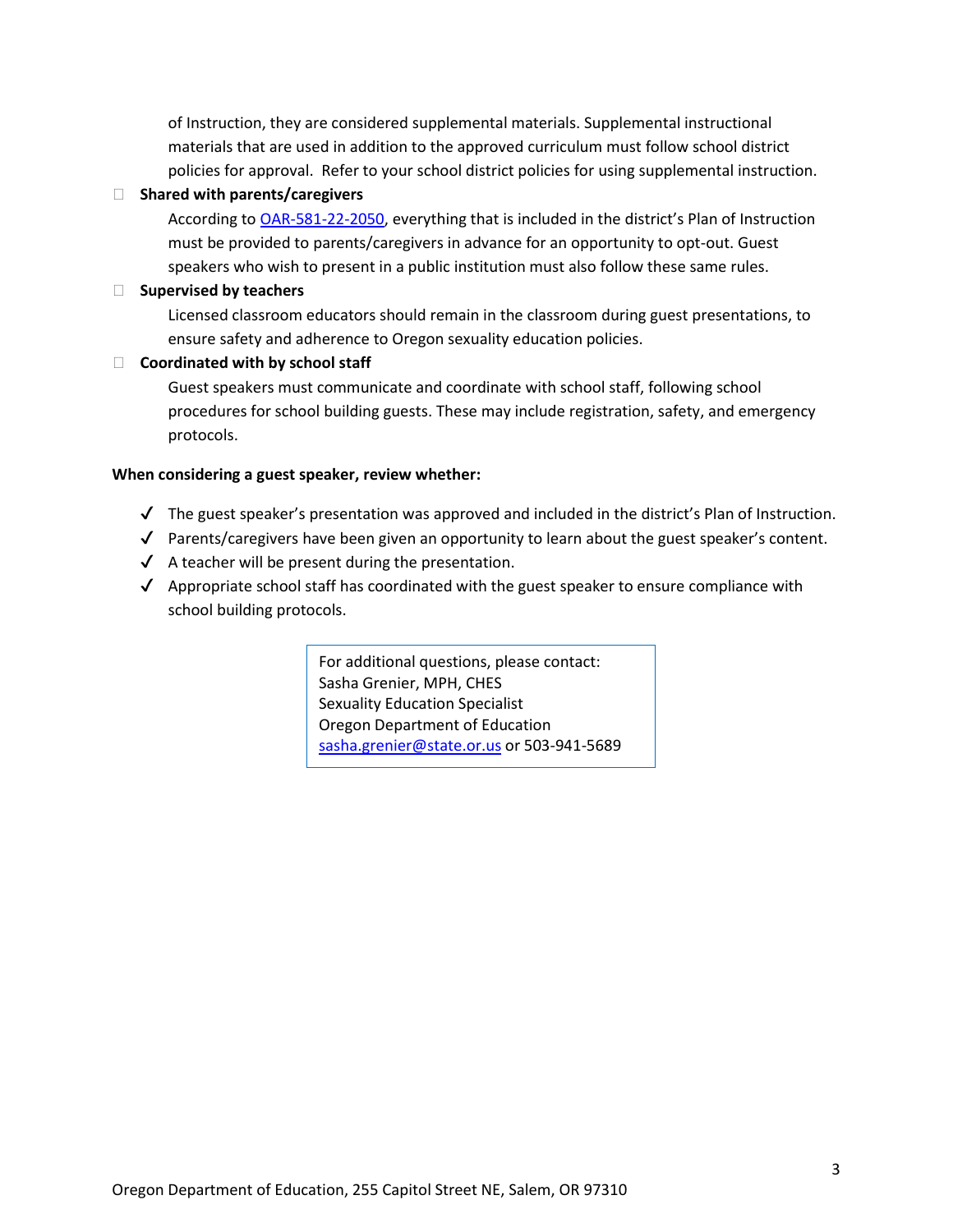of Instruction, they are considered supplemental materials. Supplemental instructional materials that are used in addition to the approved curriculum must follow school district policies for approval. Refer to your school district policies for using supplemental instruction.

- **Shared with parents/caregivers**

  According to [OAR-581-22-2050](OAR-581-22-2050), everything that is included in the district's Plan of Instruction must be provided to parents/caregivers in advance for an opportunity to opt-out. Guest speakers who wish to present in a public institution must also follow these same rules.

- **Supervised by teachers**

  Licensed classroom educators should remain in the classroom during guest presentations, to ensure safety and adherence to Oregon sexuality education policies.

- **Coordinated with by school staff**

  Guest speakers must communicate and coordinate with school staff, following school procedures for school building guests. These may include registration, safety, and emergency protocols.

**When considering a guest speaker, review whether:**

- ✓ The guest speaker's presentation was approved and included in the district's Plan of Instruction.
- ✓ Parents/caregivers have been given an opportunity to learn about the guest speaker's content.
- ✓ A teacher will be present during the presentation.
- ✓ Appropriate school staff has coordinated with the guest speaker to ensure compliance with school building protocols.

For additional questions, please contact:
Sasha Grenier, MPH, CHES
Sexuality Education Specialist
Oregon Department of Education
sasha.grenier@state.or.us or 503-941-5689

Oregon Department of Education, 255 Capitol Street NE, Salem, OR 97310